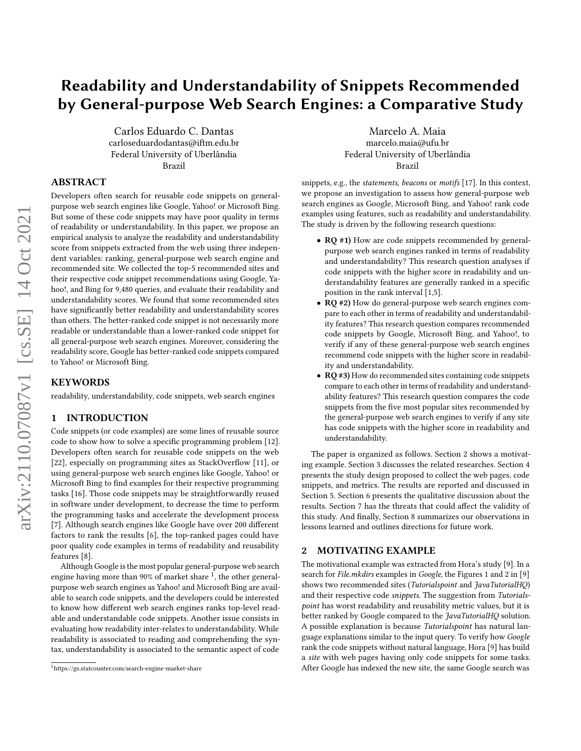# Readability and Understandability of Snippets Recommended by General-purpose Web Search Engines: a Comparative Study

Carlos Eduardo C. Dantas
carloseduardodantas@iftm.edu.br
Federal University of Uberlândia
Brazil

Marcelo A. Maia
marcelo.maia@ufu.br
Federal University of Uberlândia
Brazil

## ABSTRACT

Developers often search for reusable code snippets on general-purpose web search engines like Google, Yahoo! or Microsoft Bing. But some of these code snippets may have poor quality in terms of readability or understandability. In this paper, we propose an empirical analysis to analyze the readability and understandability score from snippets extracted from the web using three independent variables: ranking, general-purpose web search engine and recommended site. We collected the top-5 recommended sites and their respective code snippet recommendations using Google, Yahoo!, and Bing for 9,480 queries, and evaluate their readability and understandability scores. We found that some recommended sites have significantly better readability and understandability scores than others. The better-ranked code snippet is not necessarily more readable or understandable than a lower-ranked code snippet for all general-purpose web search engines. Moreover, considering the readability score, Google has better-ranked code snippets compared to Yahoo! or Microsoft Bing.

## KEYWORDS

readability, understandability, code snippets, web search engines

## 1 INTRODUCTION

Code snippets (or code examples) are some lines of reusable source code to show how to solve a specific programming problem [12]. Developers often search for reusable code snippets on the web [22], especially on programming sites as StackOverflow [11], or using general-purpose web search engines like Google, Yahoo! or Microsoft Bing to find examples for their respective programming tasks [16]. Those code snippets may be straightforwardly reused in software under development, to decrease the time to perform the programming tasks and accelerate the development process [7]. Although search engines like Google have over 200 different factors to rank the results [6], the top-ranked pages could have poor quality code examples in terms of readability and reusability features [8].

Although Google is the most popular general-purpose web search engine having more than 90% of market share [1], the other general-purpose web search engines as Yahoo! and Microsoft Bing are available to search code snippets, and the developers could be interested to know how different web search engines ranks top-level readable and understandable code snippets. Another issue consists in evaluating how readability inter-relates to understandability. While readability is associated to reading and comprehending the syntax, understandability is associated to the semantic aspect of code snippets, e.g., the *statements*, *beacons* or *motifs* [17]. In this context, we propose an investigation to assess how general-purpose web search engines as Google, Microsoft Bing, and Yahoo! rank code examples using features, such as readability and understandability. The study is driven by the following research questions:

- **RQ #1)** How are code snippets recommended by general-purpose web search engines ranked in terms of readability and understandability? This research question analyses if code snippets with the higher score in readability and understandability features are generally ranked in a specific position in the rank interval [1,5].
- **RQ #2)** How do general-purpose web search engines compare to each other in terms of readability and understandability features? This research question compares recommended code snippets by Google, Microsoft Bing, and Yahoo!, to verify if any of these general-purpose web search engines recommend code snippets with the higher score in readability and understandability.
- **RQ #3)** How do recommended sites containing code snippets compare to each other in terms of readability and understandability features? This research question compares the code snippets from the five most popular sites recommended by the general-purpose web search engines to verify if any site has code snippets with the higher score in readability and understandability.

The paper is organized as follows. Section 2 shows a motivating example. Section 3 discusses the related researches. Section 4 presents the study design proposed to collect the web pages, code snippets, and metrics. The results are reported and discussed in Section 5. Section 6 presents the qualitative discussion about the results. Section 7 has the threats that could affect the validity of this study. And finally, Section 8 summarizes our observations in lessons learned and outlines directions for future work.

## 2 MOTIVATING EXAMPLE

The motivational example was extracted from Hora's study [9]. In a search for *File.mkdirs* examples in *Google*, the Figures 1 and 2 in [9] shows two recommended sites (*Tutorialspoint* and *JavaTutorialHQ*) and their respective code *snippets*. The suggestion from *Tutorialspoint* has worst readability and reusability metric values, but it is better ranked by Google compared to the *JavaTutorialHQ* solution. A possible explanation is because *Tutorialspoint* has natural language explanations similar to the input query. To verify how *Google* rank the code snippets without natural language, Hora [9] has build a *site* with web pages having only code snippets for some tasks. After Google has indexed the new site, the same Google search was

[1] https://gs.statcounter.com/search-engine-market-share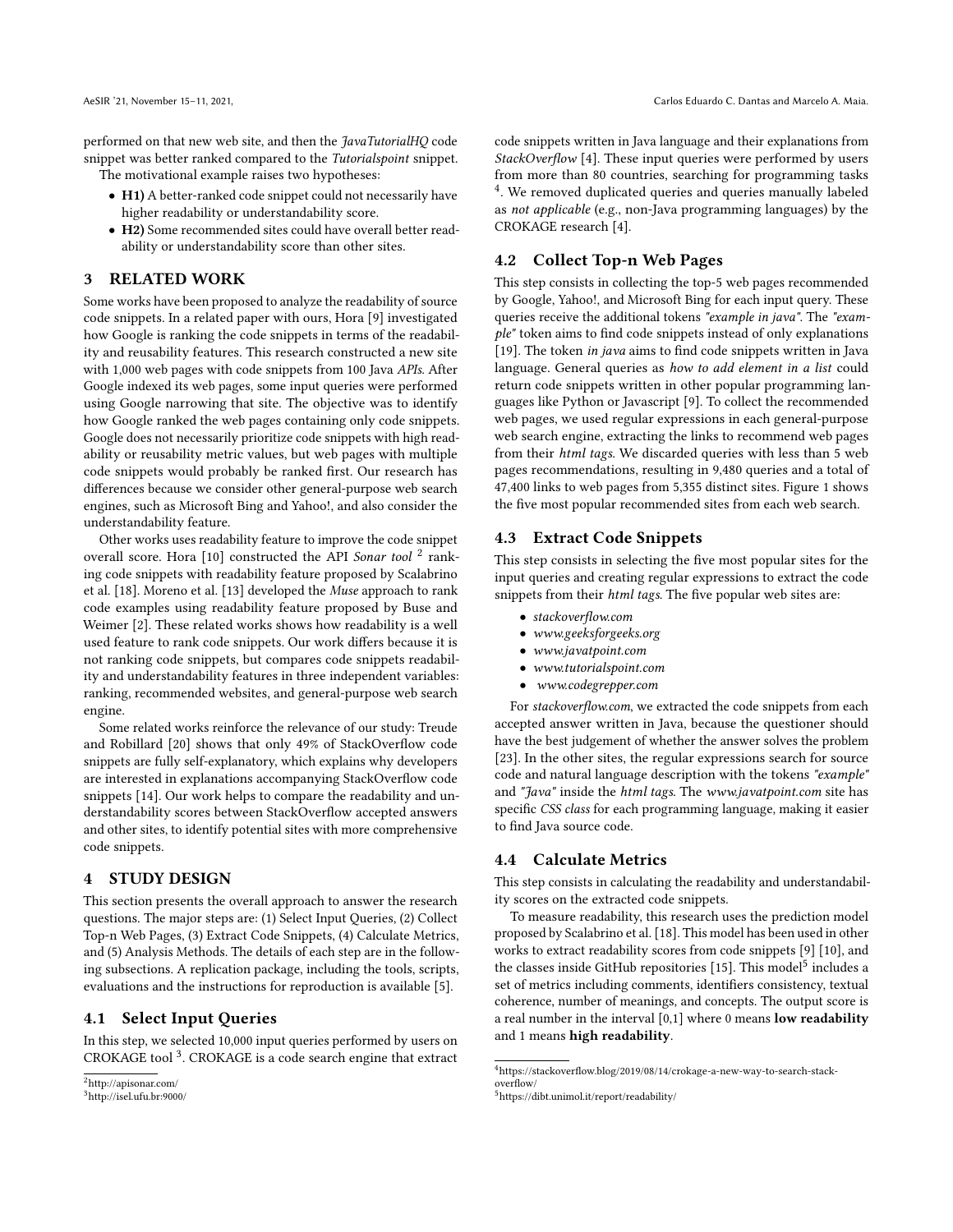performed on that new web site, and then the *JavaTutorialHQ* code snippet was better ranked compared to the *Tutorialspoint* snippet.

The motivational example raises two hypotheses:

- **H1)** A better-ranked code snippet could not necessarily have higher readability or understandability score.
- **H2)** Some recommended sites could have overall better readability or understandability score than other sites.

## 3 RELATED WORK

Some works have been proposed to analyze the readability of source code snippets. In a related paper with ours, Hora [9] investigated how Google is ranking the code snippets in terms of the readability and reusability features. This research constructed a new site with 1,000 web pages with code snippets from 100 Java *APIs*. After Google indexed its web pages, some input queries were performed using Google narrowing that site. The objective was to identify how Google ranked the web pages containing only code snippets. Google does not necessarily prioritize code snippets with high readability or reusability metric values, but web pages with multiple code snippets would probably be ranked first. Our research has differences because we consider other general-purpose web search engines, such as Microsoft Bing and Yahoo!, and also consider the understandability feature.

Other works uses readability feature to improve the code snippet overall score. Hora [10] constructed the API *Sonar tool* [2] ranking code snippets with readability feature proposed by Scalabrino et al. [18]. Moreno et al. [13] developed the *Muse* approach to rank code examples using readability feature proposed by Buse and Weimer [2]. These related works shows how readability is a well used feature to rank code snippets. Our work differs because it is not ranking code snippets, but compares code snippets readability and understandability features in three independent variables: ranking, recommended websites, and general-purpose web search engine.

Some related works reinforce the relevance of our study: Treude and Robillard [20] shows that only 49% of StackOverflow code snippets are fully self-explanatory, which explains why developers are interested in explanations accompanying StackOverflow code snippets [14]. Our work helps to compare the readability and understandability scores between StackOverflow accepted answers and other sites, to identify potential sites with more comprehensive code snippets.

## 4 STUDY DESIGN

This section presents the overall approach to answer the research questions. The major steps are: (1) Select Input Queries, (2) Collect Top-n Web Pages, (3) Extract Code Snippets, (4) Calculate Metrics, and (5) Analysis Methods. The details of each step are in the following subsections. A replication package, including the tools, scripts, evaluations and the instructions for reproduction is available [5].

### 4.1 Select Input Queries

In this step, we selected 10,000 input queries performed by users on CROKAGE tool [3]. CROKAGE is a code search engine that extract code snippets written in Java language and their explanations from *StackOverflow* [4]. These input queries were performed by users from more than 80 countries, searching for programming tasks [4]. We removed duplicated queries and queries manually labeled as *not applicable* (e.g., non-Java programming languages) by the CROKAGE research [4].

### 4.2 Collect Top-n Web Pages

This step consists in collecting the top-5 web pages recommended by Google, Yahoo!, and Microsoft Bing for each input query. These queries receive the additional tokens *"example in java"*. The *"example"* token aims to find code snippets instead of only explanations [19]. The token *in java* aims to find code snippets written in Java language. General queries as *how to add element in a list* could return code snippets written in other popular programming languages like Python or Javascript [9]. To collect the recommended web pages, we used regular expressions in each general-purpose web search engine, extracting the links to recommend web pages from their *html tags*. We discarded queries with less than 5 web pages recommendations, resulting in 9,480 queries and a total of 47,400 links to web pages from 5,355 distinct sites. Figure 1 shows the five most popular recommended sites from each web search.

### 4.3 Extract Code Snippets

This step consists in selecting the five most popular sites for the input queries and creating regular expressions to extract the code snippets from their *html tags*. The five popular web sites are:

- *stackoverflow.com*
- *www.geeksforgeeks.org*
- *www.javatpoint.com*
- *www.tutorialspoint.com*
- *www.codegrepper.com*

For *stackoverflow.com*, we extracted the code snippets from each accepted answer written in Java, because the questioner should have the best judgement of whether the answer solves the problem [23]. In the other sites, the regular expressions search for source code and natural language description with the tokens *"example"* and *"Java"* inside the *html tags*. The *www.javatpoint.com* site has specific *CSS class* for each programming language, making it easier to find Java source code.

### 4.4 Calculate Metrics

This step consists in calculating the readability and understandability scores on the extracted code snippets.

To measure readability, this research uses the prediction model proposed by Scalabrino et al. [18]. This model has been used in other works to extract readability scores from code snippets [9] [10], and the classes inside GitHub repositories [15]. This model [5] includes a set of metrics including comments, identifiers consistency, textual coherence, number of meanings, and concepts. The output score is a real number in the interval [0,1] where 0 means **low readability** and 1 means **high readability**.

---

[2] http://apisonar.com/

[3] http://isel.ufu.br:9000/

[4] https://stackoverflow.blog/2019/08/14/crokage-a-new-way-to-search-stack-overflow/

[5] https://dibt.unimol.it/report/readability/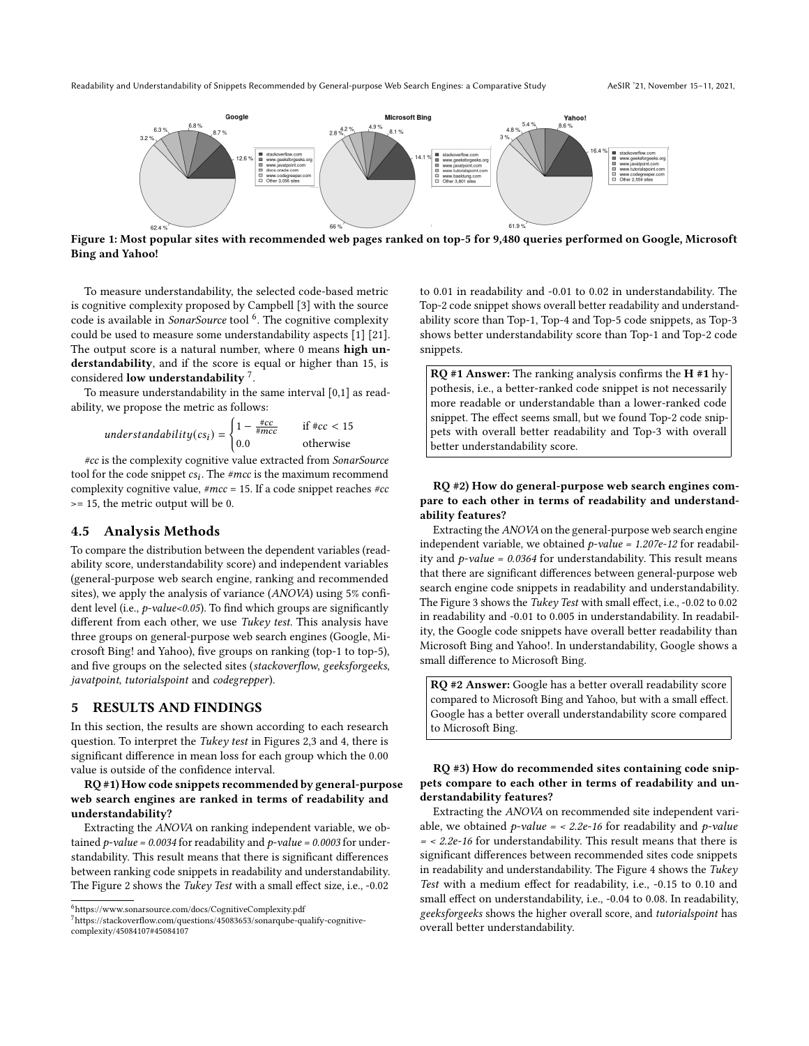Figure 1: Most popular sites with recommended web pages ranked on top-5 for 9,480 queries performed on Google, Microsoft Bing and Yahoo!

To measure understandability, the selected code-based metric is cognitive complexity proposed by Campbell [3] with the source code is available in *SonarSource* tool [6]. The cognitive complexity could be used to measure some understandability aspects [1] [21]. The output score is a natural number, where 0 means **high understandability**, and if the score is equal or higher than 15, is considered **low understandability** [7].

To measure understandability in the same interval [0,1] as readability, we propose the metric as follows:

$$understandability(cs_i) = \begin{cases} 1 - \frac{\#cc}{\#mcc} & \text{if } \#cc < 15 \\ 0.0 & \text{otherwise} \end{cases}$$

*#cc* is the complexity cognitive value extracted from *SonarSource* tool for the code snippet $cs_i$. The *#mcc* is the maximum recommend complexity cognitive value, *#mcc* = 15. If a code snippet reaches *#cc* >= 15, the metric output will be 0.

### 4.5 Analysis Methods

To compare the distribution between the dependent variables (readability score, understandability score) and independent variables (general-purpose web search engine, ranking and recommended sites), we apply the analysis of variance (*ANOVA*) using 5% confident level (i.e., *p-value<0.05*). To find which groups are significantly different from each other, we use *Tukey test*. This analysis have three groups on general-purpose web search engines (Google, Microsoft Bing! and Yahoo), five groups on ranking (top-1 to top-5), and five groups on the selected sites (*stackoverflow*, *geeksforgeeks*, *javatpoint*, *tutorialspoint* and *codegrepper*).

## 5 RESULTS AND FINDINGS

In this section, the results are shown according to each research question. To interpret the *Tukey test* in Figures 2,3 and 4, there is significant difference in mean loss for each group which the 0.00 value is outside of the confidence interval.

**RQ #1) How code snippets recommended by general-purpose web search engines are ranked in terms of readability and understandability?**

Extracting the *ANOVA* on ranking independent variable, we obtained *p-value = 0.0034* for readability and *p-value = 0.0003* for understandability. This result means that there is significant differences between ranking code snippets in readability and understandability. The Figure 2 shows the *Tukey Test* with a small effect size, i.e., -0.02 to 0.01 in readability and -0.01 to 0.02 in understandability. The Top-2 code snippet shows overall better readability and understandability score than Top-1, Top-4 and Top-5 code snippets, as Top-3 shows better understandability score than Top-1 and Top-2 code snippets.

> **RQ #1 Answer:** The ranking analysis confirms the **H #1** hypothesis, i.e., a better-ranked code snippet is not necessarily more readable or understandable than a lower-ranked code snippet. The effect seems small, but we found Top-2 code snippets with overall better readability and Top-3 with overall better understandability score.

**RQ #2) How do general-purpose web search engines compare to each other in terms of readability and understandability features?**

Extracting the *ANOVA* on the general-purpose web search engine independent variable, we obtained *p-value = 1.207e-12* for readability and *p-value = 0.0364* for understandability. This result means that there are significant differences between general-purpose web search engine code snippets in readability and understandability. The Figure 3 shows the *Tukey Test* with small effect, i.e., -0.02 to 0.02 in readability and -0.01 to 0.005 in understandability. In readability, the Google code snippets have overall better readability than Microsoft Bing and Yahoo!. In understandability, Google shows a small difference to Microsoft Bing.

> **RQ #2 Answer:** Google has a better overall readability score compared to Microsoft Bing and Yahoo, but with a small effect. Google has a better overall understandability score compared to Microsoft Bing.

**RQ #3) How do recommended sites containing code snippets compare to each other in terms of readability and understandability features?**

Extracting the *ANOVA* on recommended site independent variable, we obtained *p-value = < 2.2e-16* for readability and *p-value = < 2.2e-16* for understandability. This result means that there is significant differences between recommended sites code snippets in readability and understandability. The Figure 4 shows the *Tukey Test* with a medium effect for readability, i.e., -0.15 to 0.10 and small effect on understandability, i.e., -0.04 to 0.08. In readability, *geeksforgeeks* shows the higher overall score, and *tutorialspoint* has overall better understandability.

---

[6] https://www.sonarsource.com/docs/CognitiveComplexity.pdf

[7] https://stackoverflow.com/questions/45083653/sonarqube-qualify-cognitive-complexity/45084107#45084107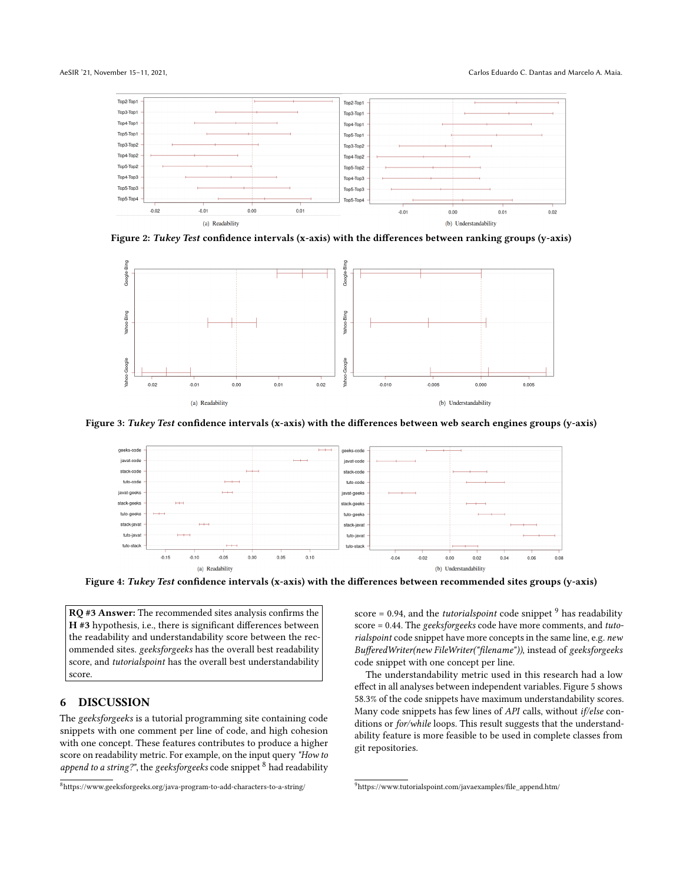Figure 2: ***Tukey Test*** **confidence intervals (x-axis) with the differences between ranking groups (y-axis)**

Figure 3: ***Tukey Test*** **confidence intervals (x-axis) with the differences between web search engines groups (y-axis)**

Figure 4: ***Tukey Test*** **confidence intervals (x-axis) with the differences between recommended sites groups (y-axis)**

> **RQ #3 Answer:** The recommended sites analysis confirms the **H #3** hypothesis, i.e., there is significant differences between the readability and understandability score between the recommended sites. *geeksforgeeks* has the overall best readability score, and *tutorialspoint* has the overall best understandability score.

## 6 DISCUSSION

The *geeksforgeeks* is a tutorial programming site containing code snippets with one comment per line of code, and high cohesion with one concept. These features contributes to produce a higher score on readability metric. For example, on the input query *"How to append to a string?"*, the *geeksforgeeks* code snippet [8] had readability score = 0.94, and the *tutorialspoint* code snippet [9] has readability score = 0.44. The *geeksforgeeks* code have more comments, and *tutorialspoint* code snippet have more concepts in the same line, e.g. *new BufferedWriter(new FileWriter("filename"))*, instead of *geeksforgeeks* code snippet with one concept per line.

The understandability metric used in this research had a low effect in all analyses between independent variables. Figure 5 shows 58.3% of the code snippets have maximum understandability scores. Many code snippets has few lines of *API* calls, without *if/else* conditions or *for/while* loops. This result suggests that the understandability feature is more feasible to be used in complete classes from git repositories.

[8] https://www.geeksforgeeks.org/java-program-to-add-characters-to-a-string/

[9] https://www.tutorialspoint.com/javaexamples/file_append.htm/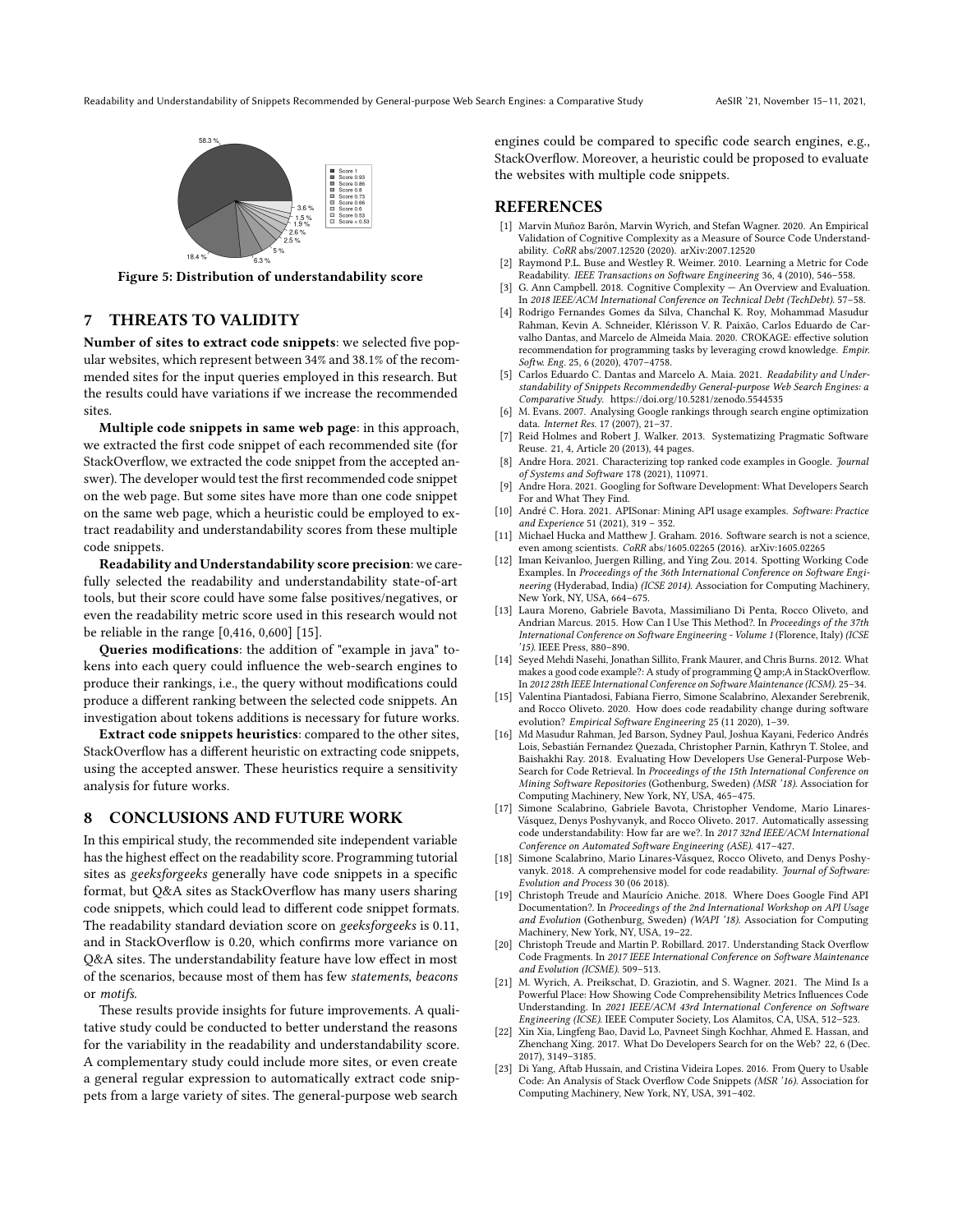58.3 %

Score 1
Score 0.93
Score 0.86
Score 0.8
Score 0.73
Score 0.66
Score 0.6
Score 0.53
Score < 0.53

3.6 %
1.5 %
1.9 %
2.6 %
2.5 %
5 %
6.3 %
18.4 %

Figure 5: Distribution of understandability score

## 7 THREATS TO VALIDITY

**Number of sites to extract code snippets**: we selected five popular websites, which represent between 34% and 38.1% of the recommended sites for the input queries employed in this research. But the results could have variations if we increase the recommended sites.

**Multiple code snippets in same web page**: in this approach, we extracted the first code snippet of each recommended site (for StackOverflow, we extracted the code snippet from the accepted answer). The developer would test the first recommended code snippet on the web page. But some sites have more than one code snippet on the same web page, which a heuristic could be employed to extract readability and understandability scores from these multiple code snippets.

**Readability and Understandability score precision**: we carefully selected the readability and understandability state-of-art tools, but their score could have some false positives/negatives, or even the readability metric score used in this research would not be reliable in the range [0,416, 0,600] [15].

**Queries modifications**: the addition of "example in java" tokens into each query could influence the web-search engines to produce their rankings, i.e., the query without modifications could produce a different ranking between the selected code snippets. An investigation about tokens additions is necessary for future works.

**Extract code snippets heuristics**: compared to the other sites, StackOverflow has a different heuristic on extracting code snippets, using the accepted answer. These heuristics require a sensitivity analysis for future works.

## 8 CONCLUSIONS AND FUTURE WORK

In this empirical study, the recommended site independent variable has the highest effect on the readability score. Programming tutorial sites as *geeksforgeeks* generally have code snippets in a specific format, but Q&A sites as StackOverflow has many users sharing code snippets, which could lead to different code snippet formats. The readability standard deviation score on *geeksforgeeks* is 0.11, and in StackOverflow is 0.20, which confirms more variance on Q&A sites. The understandability feature have low effect in most of the scenarios, because most of them has few *statements*, *beacons* or *motifs*.

These results provide insights for future improvements. A qualitative study could be conducted to better understand the reasons for the variability in the readability and understandability score. A complementary study could include more sites, or even create a general regular expression to automatically extract code snippets from a large variety of sites. The general-purpose web search engines could be compared to specific code search engines, e.g., StackOverflow. Moreover, a heuristic could be proposed to evaluate the websites with multiple code snippets.

## REFERENCES

[1] Marvin Muñoz Barón, Marvin Wyrich, and Stefan Wagner. 2020. An Empirical Validation of Cognitive Complexity as a Measure of Source Code Understandability. *CoRR* abs/2007.12520 (2020). arXiv:2007.12520

[2] Raymond P.L. Buse and Westley R. Weimer. 2010. Learning a Metric for Code Readability. *IEEE Transactions on Software Engineering* 36, 4 (2010), 546–558.

[3] G. Ann Campbell. 2018. Cognitive Complexity — An Overview and Evaluation. In *2018 IEEE/ACM International Conference on Technical Debt (TechDebt)*. 57–58.

[4] Rodrigo Fernandes Gomes da Silva, Chanchal K. Roy, Mohammad Masudur Rahman, Kevin A. Schneider, Klérisson V. R. Paixão, Carlos Eduardo de Carvalho Dantas, and Marcelo de Almeida Maia. 2020. CROKAGE: effective solution recommendation for programming tasks by leveraging crowd knowledge. *Empir. Softw. Eng.* 25, 6 (2020), 4707–4758.

[5] Carlos Eduardo C. Dantas and Marcelo A. Maia. 2021. *Readability and Understandability of Snippets Recommendedby General-purpose Web Search Engines: a Comparative Study*. https://doi.org/10.5281/zenodo.5544535

[6] M. Evans. 2007. Analysing Google rankings through search engine optimization data. *Internet Res.* 17 (2007), 21–37.

[7] Reid Holmes and Robert J. Walker. 2013. Systematizing Pragmatic Software Reuse. 21, 4, Article 20 (2013), 44 pages.

[8] Andre Hora. 2021. Characterizing top ranked code examples in Google. *Journal of Systems and Software* 178 (2021), 110971.

[9] Andre Hora. 2021. Googling for Software Development: What Developers Search For and What They Find.

[10] André C. Hora. 2021. APISonar: Mining API usage examples. *Software: Practice and Experience* 51 (2021), 319 – 352.

[11] Michael Hucka and Matthew J. Graham. 2016. Software search is not a science, even among scientists. *CoRR* abs/1605.02265 (2016). arXiv:1605.02265

[12] Iman Keivanloo, Juergen Rilling, and Ying Zou. 2014. Spotting Working Code Examples. In *Proceedings of the 36th International Conference on Software Engineering* (Hyderabad, India) *(ICSE 2014)*. Association for Computing Machinery, New York, NY, USA, 664–675.

[13] Laura Moreno, Gabriele Bavota, Massimiliano Di Penta, Rocco Oliveto, and Andrian Marcus. 2015. How Can I Use This Method?. In *Proceedings of the 37th International Conference on Software Engineering - Volume 1* (Florence, Italy) *(ICSE '15)*. IEEE Press, 880–890.

[14] Seyed Mehdi Nasehi, Jonathan Sillito, Frank Maurer, and Chris Burns. 2012. What makes a good code example?: A study of programming Q amp;A in StackOverflow. In *2012 28th IEEE International Conference on Software Maintenance (ICSM)*. 25–34.

[15] Valentina Piantadosi, Fabiana Fierro, Simone Scalabrino, Alexander Serebrenik, and Rocco Oliveto. 2020. How does code readability change during software evolution? *Empirical Software Engineering* 25 (11 2020), 1–39.

[16] Md Masudur Rahman, Jed Barson, Sydney Paul, Joshua Kayani, Federico Andrés Lois, Sebastián Fernandez Quezada, Christopher Parnin, Kathryn T. Stolee, and Baishakhi Ray. 2018. Evaluating How Developers Use General-Purpose Web-Search for Code Retrieval. In *Proceedings of the 15th International Conference on Mining Software Repositories* (Gothenburg, Sweden) *(MSR '18)*. Association for Computing Machinery, New York, NY, USA, 465–475.

[17] Simone Scalabrino, Gabriele Bavota, Christopher Vendome, Mario Linares-Vásquez, Denys Poshyvanyk, and Rocco Oliveto. 2017. Automatically assessing code understandability: How far are we?. In *2017 32nd IEEE/ACM International Conference on Automated Software Engineering (ASE)*. 417–427.

[18] Simone Scalabrino, Mario Linares-Vásquez, Rocco Oliveto, and Denys Poshyvanyk. 2018. A comprehensive model for code readability. *Journal of Software: Evolution and Process* 30 (06 2018).

[19] Christoph Treude and Maurício Aniche. 2018. Where Does Google Find API Documentation?. In *Proceedings of the 2nd International Workshop on API Usage and Evolution* (Gothenburg, Sweden) *(WAPI '18)*. Association for Computing Machinery, New York, NY, USA, 19–22.

[20] Christoph Treude and Martin P. Robillard. 2017. Understanding Stack Overflow Code Fragments. In *2017 IEEE International Conference on Software Maintenance and Evolution (ICSME)*. 509–513.

[21] M. Wyrich, A. Preikschat, D. Graziotin, and S. Wagner. 2021. The Mind Is a Powerful Place: How Showing Code Comprehensibility Metrics Influences Code Understanding. In *2021 IEEE/ACM 43rd International Conference on Software Engineering (ICSE)*. IEEE Computer Society, Los Alamitos, CA, USA, 512–523.

[22] Xin Xia, Lingfeng Bao, David Lo, Pavneet Singh Kochhar, Ahmed E. Hassan, and Zhenchang Xing. 2017. What Do Developers Search for on the Web? 22, 6 (Dec. 2017), 3149–3185.

[23] Di Yang, Aftab Hussain, and Cristina Videira Lopes. 2016. From Query to Usable Code: An Analysis of Stack Overflow Code Snippets *(MSR '16)*. Association for Computing Machinery, New York, NY, USA, 391–402.